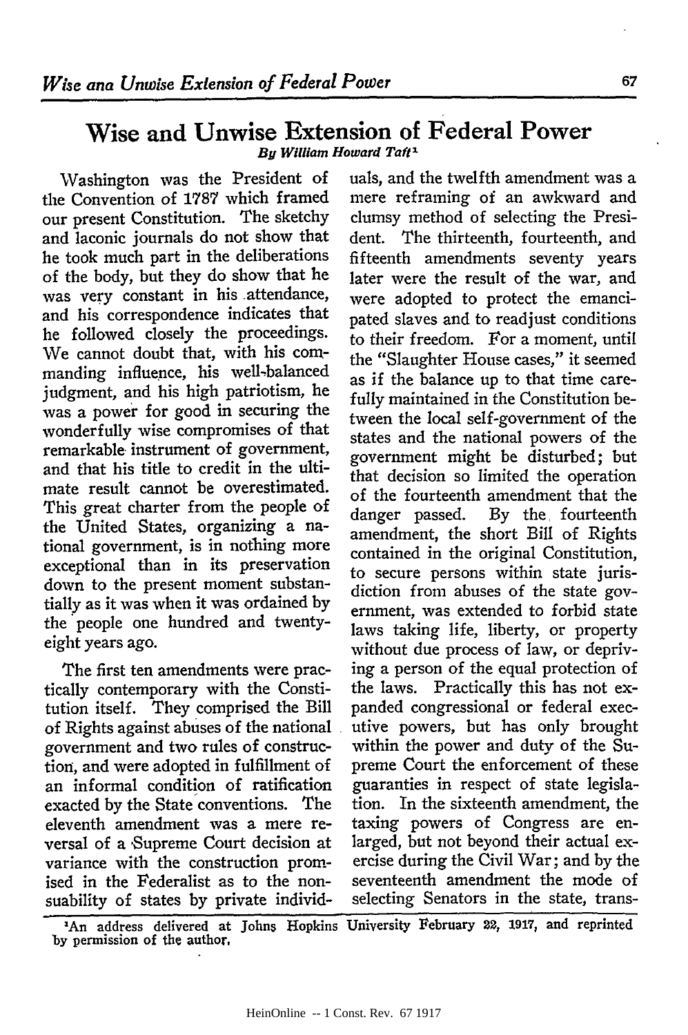# Wise and Unwise Extension of Federal Power

*By William Howard Taft*[1]

Washington was the President of the Convention of 1787 which framed our present Constitution. The sketchy and laconic journals do not show that he took much part in the deliberations of the body, but they do show that he was very constant in his attendance, and his correspondence indicates that he followed closely the proceedings. We cannot doubt that, with his commanding influence, his well-balanced judgment, and his high patriotism, he was a power for good in securing the wonderfully wise compromises of that remarkable instrument of government, and that his title to credit in the ultimate result cannot be overestimated. This great charter from the people of the United States, organizing a national government, is in nothing more exceptional than in its preservation down to the present moment substantially as it was when it was ordained by the people one hundred and twenty-eight years ago.

The first ten amendments were practically contemporary with the Constitution itself. They comprised the Bill of Rights against abuses of the national government and two rules of construction, and were adopted in fulfillment of an informal condition of ratification exacted by the State conventions. The eleventh amendment was a mere reversal of a Supreme Court decision at variance with the construction promised in the Federalist as to the non-suability of states by private individuals, and the twelfth amendment was a mere reframing of an awkward and clumsy method of selecting the President. The thirteenth, fourteenth, and fifteenth amendments seventy years later were the result of the war, and were adopted to protect the emancipated slaves and to readjust conditions to their freedom. For a moment, until the "Slaughter House cases," it seemed as if the balance up to that time carefully maintained in the Constitution between the local self-government of the states and the national powers of the government might be disturbed; but that decision so limited the operation of the fourteenth amendment that the danger passed. By the fourteenth amendment, the short Bill of Rights contained in the original Constitution, to secure persons within state jurisdiction from abuses of the state government, was extended to forbid state laws taking life, liberty, or property without due process of law, or depriving a person of the equal protection of the laws. Practically this has not expanded congressional or federal executive powers, but has only brought within the power and duty of the Supreme Court the enforcement of these guaranties in respect of state legislation. In the sixteenth amendment, the taxing powers of Congress are enlarged, but not beyond their actual exercise during the Civil War; and by the seventeenth amendment the mode of selecting Senators in the state, trans-

[1] An address delivered at Johns Hopkins University February 22, 1917, and reprinted by permission of the author.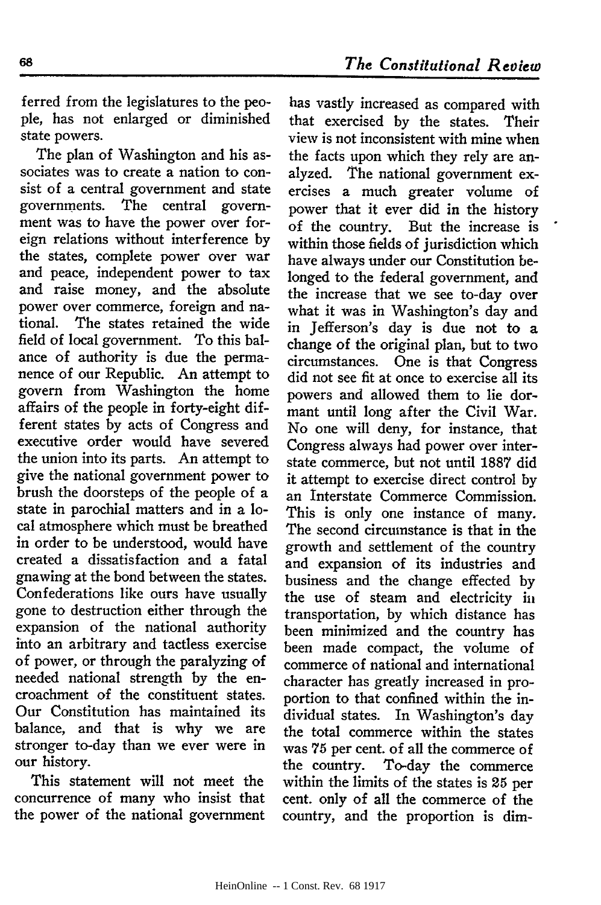ferred from the legislatures to the people, has not enlarged or diminished state powers.

The plan of Washington and his associates was to create a nation to consist of a central government and state governments. The central government was to have the power over foreign relations without interference by the states, complete power over war and peace, independent power to tax and raise money, and the absolute power over commerce, foreign and national. The states retained the wide field of local government. To this balance of authority is due the permanence of our Republic. An attempt to govern from Washington the home affairs of the people in forty-eight different states by acts of Congress and executive order would have severed the union into its parts. An attempt to give the national government power to brush the doorsteps of the people of a state in parochial matters and in a local atmosphere which must be breathed in order to be understood, would have created a dissatisfaction and a fatal gnawing at the bond between the states. Confederations like ours have usually gone to destruction either through the expansion of the national authority into an arbitrary and tactless exercise of power, or through the paralyzing of needed national strength by the encroachment of the constituent states. Our Constitution has maintained its balance, and that is why we are stronger to-day than we ever were in our history.

This statement will not meet the concurrence of many who insist that the power of the national government has vastly increased as compared with that exercised by the states. Their view is not inconsistent with mine when the facts upon which they rely are analyzed. The national government exercises a much greater volume of power that it ever did in the history of the country. But the increase is within those fields of jurisdiction which have always under our Constitution belonged to the federal government, and the increase that we see to-day over what it was in Washington's day and in Jefferson's day is due not to a change of the original plan, but to two circumstances. One is that Congress did not see fit at once to exercise all its powers and allowed them to lie dormant until long after the Civil War. No one will deny, for instance, that Congress always had power over interstate commerce, but not until 1887 did it attempt to exercise direct control by an Interstate Commerce Commission. This is only one instance of many. The second circumstance is that in the growth and settlement of the country and expansion of its industries and business and the change effected by the use of steam and electricity in transportation, by which distance has been minimized and the country has been made compact, the volume of commerce of national and international character has greatly increased in proportion to that confined within the individual states. In Washington's day the total commerce within the states was 75 per cent. of all the commerce of the country. To-day the commerce within the limits of the states is 25 per cent. only of all the commerce of the country, and the proportion is dim-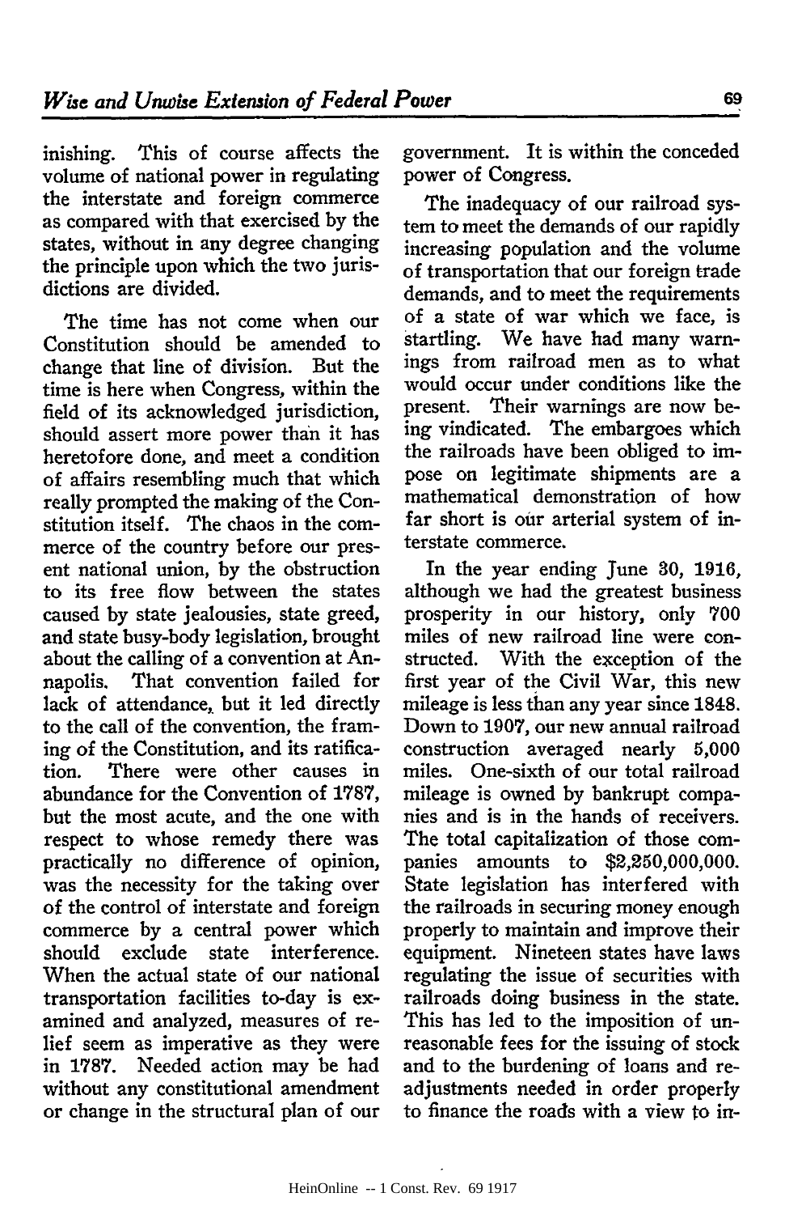inishing. This of course affects the volume of national power in regulating the interstate and foreign commerce as compared with that exercised by the states, without in any degree changing the principle upon which the two jurisdictions are divided.

The time has not come when our Constitution should be amended to change that line of division. But the time is here when Congress, within the field of its acknowledged jurisdiction, should assert more power than it has heretofore done, and meet a condition of affairs resembling much that which really prompted the making of the Constitution itself. The chaos in the commerce of the country before our present national union, by the obstruction to its free flow between the states caused by state jealousies, state greed, and state busy-body legislation, brought about the calling of a convention at Annapolis. That convention failed for lack of attendance, but it led directly to the call of the convention, the framing of the Constitution, and its ratification. There were other causes in abundance for the Convention of 1787, but the most acute, and the one with respect to whose remedy there was practically no difference of opinion, was the necessity for the taking over of the control of interstate and foreign commerce by a central power which should exclude state interference. When the actual state of our national transportation facilities to-day is examined and analyzed, measures of relief seem as imperative as they were in 1787. Needed action may be had without any constitutional amendment or change in the structural plan of our government. It is within the conceded power of Congress.

The inadequacy of our railroad system to meet the demands of our rapidly increasing population and the volume of transportation that our foreign trade demands, and to meet the requirements of a state of war which we face, is startling. We have had many warnings from railroad men as to what would occur under conditions like the present. Their warnings are now being vindicated. The embargoes which the railroads have been obliged to impose on legitimate shipments are a mathematical demonstration of how far short is our arterial system of interstate commerce.

In the year ending June 30, 1916, although we had the greatest business prosperity in our history, only 700 miles of new railroad line were constructed. With the exception of the first year of the Civil War, this new mileage is less than any year since 1848. Down to 1907, our new annual railroad construction averaged nearly 5,000 miles. One-sixth of our total railroad mileage is owned by bankrupt companies and is in the hands of receivers. The total capitalization of those companies amounts to $2,250,000,000. State legislation has interfered with the railroads in securing money enough properly to maintain and improve their equipment. Nineteen states have laws regulating the issue of securities with railroads doing business in the state. This has led to the imposition of unreasonable fees for the issuing of stock and to the burdening of loans and readjustments needed in order properly to finance the roads with a view to in-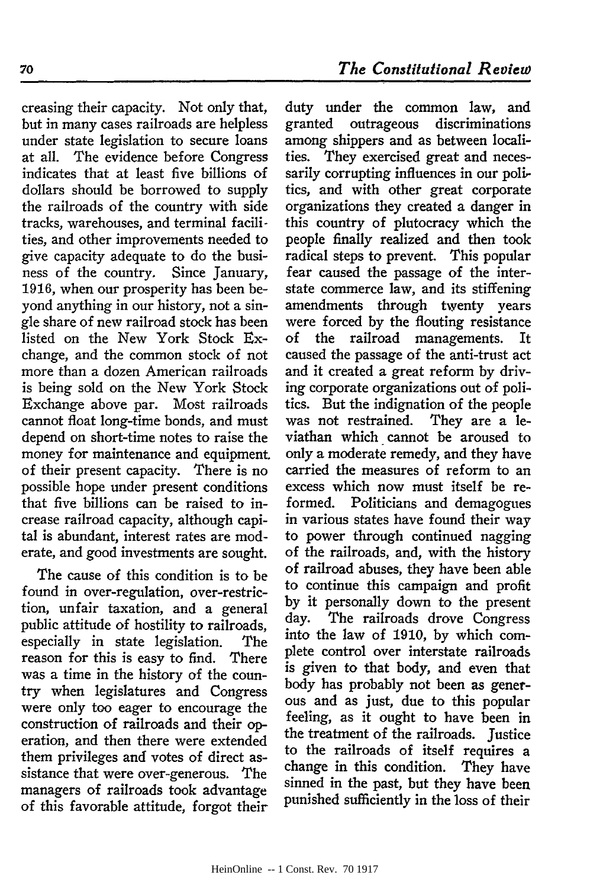creasing their capacity. Not only that, but in many cases railroads are helpless under state legislation to secure loans at all. The evidence before Congress indicates that at least five billions of dollars should be borrowed to supply the railroads of the country with side tracks, warehouses, and terminal facilities, and other improvements needed to give capacity adequate to do the business of the country. Since January, 1916, when our prosperity has been beyond anything in our history, not a single share of new railroad stock has been listed on the New York Stock Exchange, and the common stock of not more than a dozen American railroads is being sold on the New York Stock Exchange above par. Most railroads cannot float long-time bonds, and must depend on short-time notes to raise the money for maintenance and equipment of their present capacity. There is no possible hope under present conditions that five billions can be raised to increase railroad capacity, although capital is abundant, interest rates are moderate, and good investments are sought.

The cause of this condition is to be found in over-regulation, over-restriction, unfair taxation, and a general public attitude of hostility to railroads, especially in state legislation. The reason for this is easy to find. There was a time in the history of the country when legislatures and Congress were only too eager to encourage the construction of railroads and their operation, and then there were extended them privileges and votes of direct assistance that were over-generous. The managers of railroads took advantage of this favorable attitude, forgot their duty under the common law, and granted outrageous discriminations among shippers and as between localities. They exercised great and necessarily corrupting influences in our politics, and with other great corporate organizations they created a danger in this country of plutocracy which the people finally realized and then took radical steps to prevent. This popular fear caused the passage of the interstate commerce law, and its stiffening amendments through twenty years were forced by the flouting resistance of the railroad managements. It caused the passage of the anti-trust act and it created a great reform by driving corporate organizations out of politics. But the indignation of the people was not restrained. They are a leviathan which cannot be aroused to only a moderate remedy, and they have carried the measures of reform to an excess which now must itself be reformed. Politicians and demagogues in various states have found their way to power through continued nagging of the railroads, and, with the history of railroad abuses, they have been able to continue this campaign and profit by it personally down to the present day. The railroads drove Congress into the law of 1910, by which complete control over interstate railroads is given to that body, and even that body has probably not been as generous and as just, due to this popular feeling, as it ought to have been in the treatment of the railroads. Justice to the railroads of itself requires a change in this condition. They have sinned in the past, but they have been punished sufficiently in the loss of their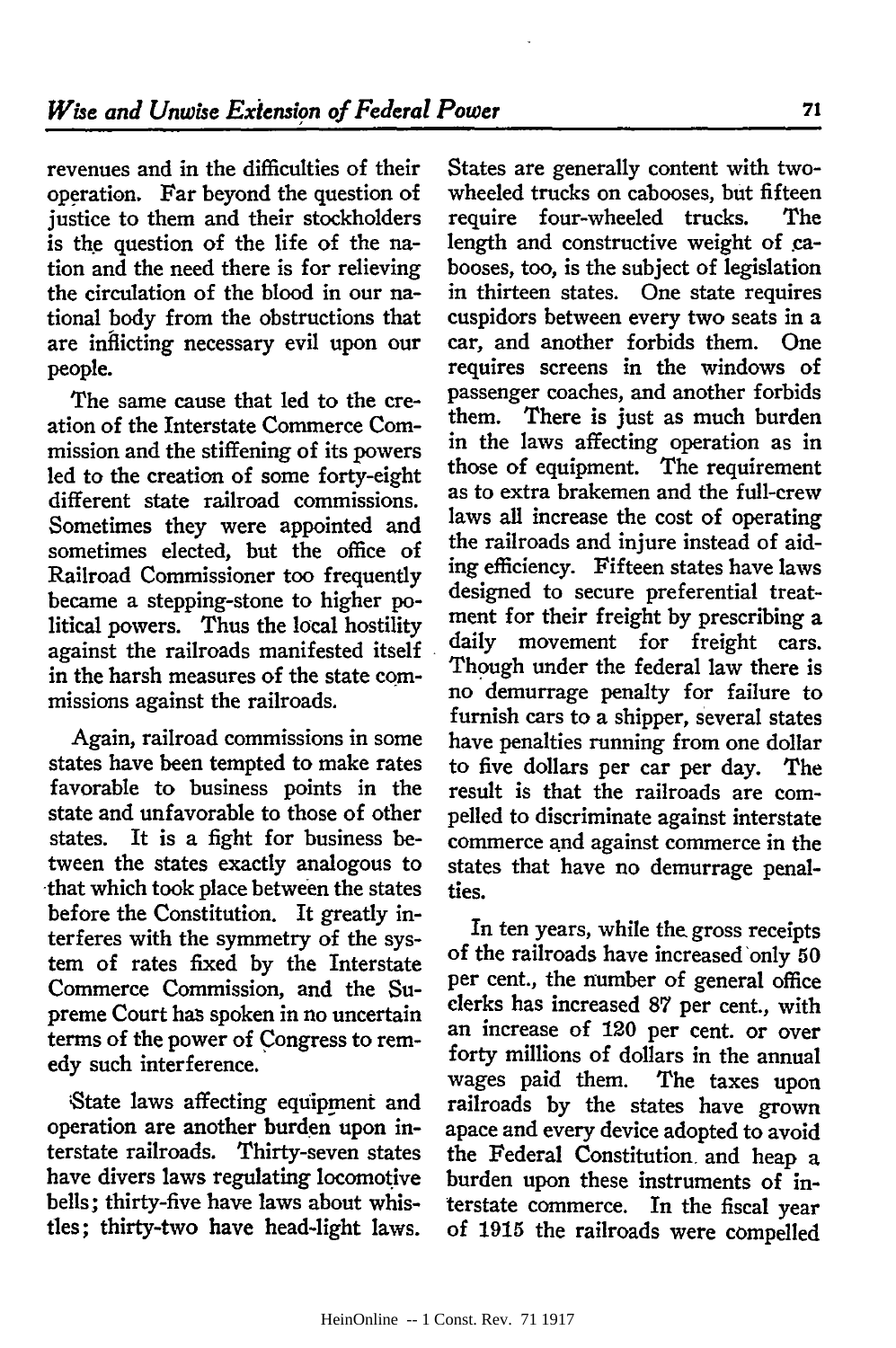revenues and in the difficulties of their operation. Far beyond the question of justice to them and their stockholders is the question of the life of the nation and the need there is for relieving the circulation of the blood in our national body from the obstructions that are inflicting necessary evil upon our people.

The same cause that led to the creation of the Interstate Commerce Commission and the stiffening of its powers led to the creation of some forty-eight different state railroad commissions. Sometimes they were appointed and sometimes elected, but the office of Railroad Commissioner too frequently became a stepping-stone to higher political powers. Thus the local hostility against the railroads manifested itself in the harsh measures of the state commissions against the railroads.

Again, railroad commissions in some states have been tempted to make rates favorable to business points in the state and unfavorable to those of other states. It is a fight for business between the states exactly analogous to that which took place between the states before the Constitution. It greatly interferes with the symmetry of the system of rates fixed by the Interstate Commerce Commission, and the Supreme Court has spoken in no uncertain terms of the power of Congress to remedy such interference.

State laws affecting equipment and operation are another burden upon interstate railroads. Thirty-seven states have divers laws regulating locomotive bells; thirty-five have laws about whistles; thirty-two have head-light laws. States are generally content with two-wheeled trucks on cabooses, but fifteen require four-wheeled trucks. The length and constructive weight of cabooses, too, is the subject of legislation in thirteen states. One state requires cuspidors between every two seats in a car, and another forbids them. One requires screens in the windows of passenger coaches, and another forbids them. There is just as much burden in the laws affecting operation as in those of equipment. The requirement as to extra brakemen and the full-crew laws all increase the cost of operating the railroads and injure instead of aiding efficiency. Fifteen states have laws designed to secure preferential treatment for their freight by prescribing a daily movement for freight cars. Though under the federal law there is no demurrage penalty for failure to furnish cars to a shipper, several states have penalties running from one dollar to five dollars per car per day. The result is that the railroads are compelled to discriminate against interstate commerce and against commerce in the states that have no demurrage penalties.

In ten years, while the gross receipts of the railroads have increased only 50 per cent., the number of general office clerks has increased 87 per cent., with an increase of 120 per cent. or over forty millions of dollars in the annual wages paid them. The taxes upon railroads by the states have grown apace and every device adopted to avoid the Federal Constitution and heap a burden upon these instruments of interstate commerce. In the fiscal year of 1915 the railroads were compelled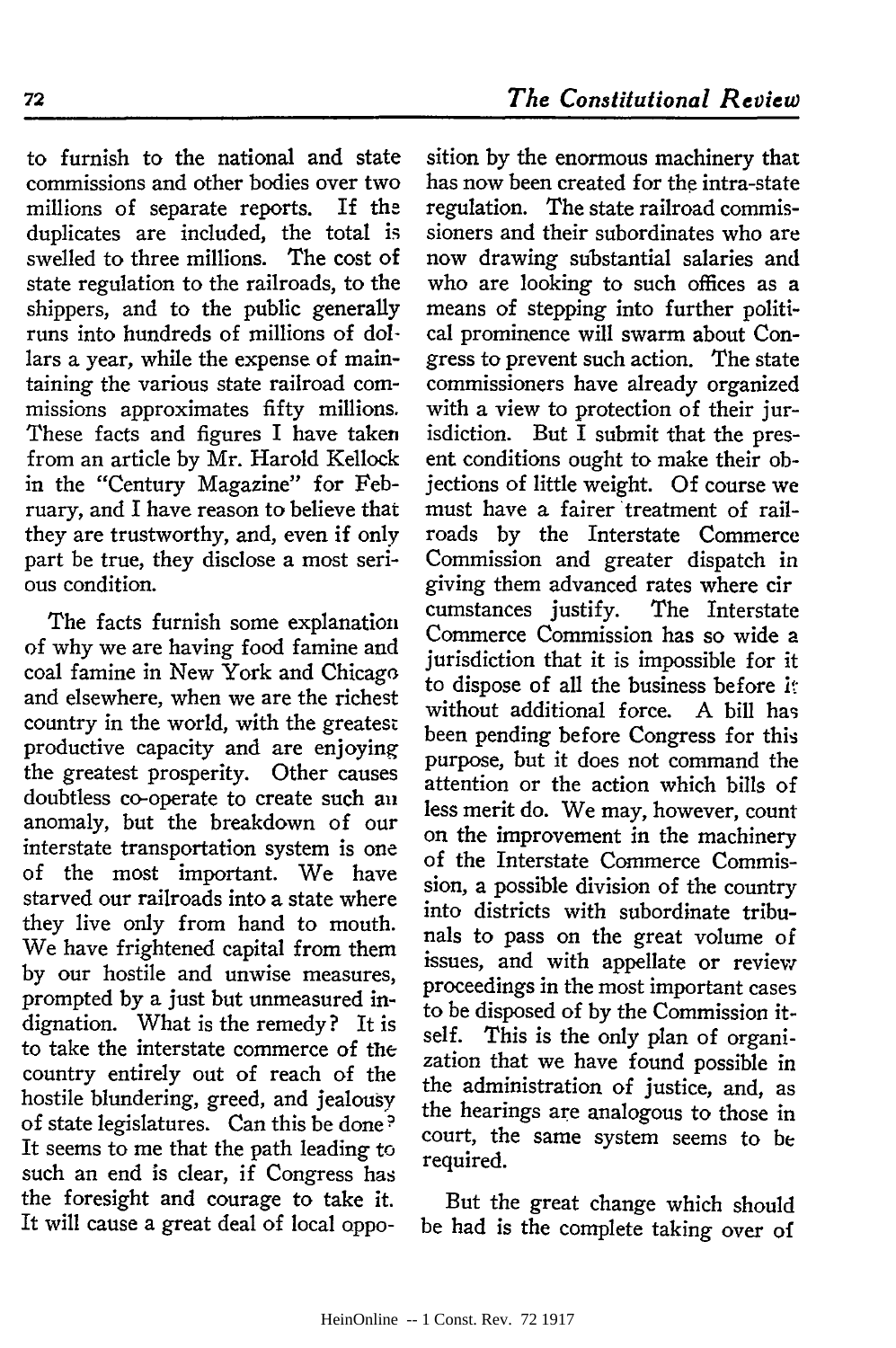to furnish to the national and state commissions and other bodies over two millions of separate reports. If the duplicates are included, the total is swelled to three millions. The cost of state regulation to the railroads, to the shippers, and to the public generally runs into hundreds of millions of dollars a year, while the expense of maintaining the various state railroad commissions approximates fifty millions. These facts and figures I have taken from an article by Mr. Harold Kellock in the "Century Magazine" for February, and I have reason to believe that they are trustworthy, and, even if only part be true, they disclose a most serious condition.

The facts furnish some explanation of why we are having food famine and coal famine in New York and Chicago and elsewhere, when we are the richest country in the world, with the greatest productive capacity and are enjoying the greatest prosperity. Other causes doubtless co-operate to create such an anomaly, but the breakdown of our interstate transportation system is one of the most important. We have starved our railroads into a state where they live only from hand to mouth. We have frightened capital from them by our hostile and unwise measures, prompted by a just but unmeasured indignation. What is the remedy? It is to take the interstate commerce of the country entirely out of reach of the hostile blundering, greed, and jealousy of state legislatures. Can this be done? It seems to me that the path leading to such an end is clear, if Congress has the foresight and courage to take it. It will cause a great deal of local opposition by the enormous machinery that has now been created for the intra-state regulation. The state railroad commissioners and their subordinates who are now drawing substantial salaries and who are looking to such offices as a means of stepping into further political prominence will swarm about Congress to prevent such action. The state commissioners have already organized with a view to protection of their jurisdiction. But I submit that the present conditions ought to make their objections of little weight. Of course we must have a fairer treatment of railroads by the Interstate Commerce Commission and greater dispatch in giving them advanced rates where circumstances justify. The Interstate Commerce Commission has so wide a jurisdiction that it is impossible for it to dispose of all the business before it without additional force. A bill has been pending before Congress for this purpose, but it does not command the attention or the action which bills of less merit do. We may, however, count on the improvement in the machinery of the Interstate Commerce Commission, a possible division of the country into districts with subordinate tribunals to pass on the great volume of issues, and with appellate or review proceedings in the most important cases to be disposed of by the Commission itself. This is the only plan of organization that we have found possible in the administration of justice, and, as the hearings are analogous to those in court, the same system seems to be required.

But the great change which should be had is the complete taking over of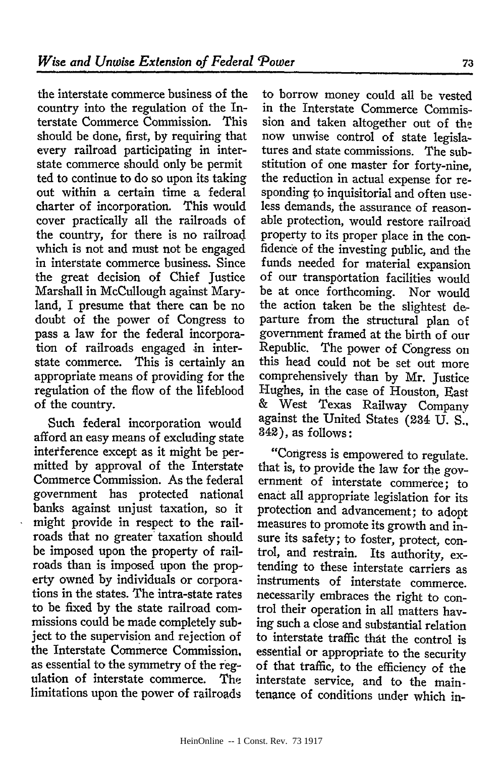the interstate commerce business of the country into the regulation of the Interstate Commerce Commission. This should be done, first, by requiring that every railroad participating in interstate commerce should only be permitted to continue to do so upon its taking out within a certain time a federal charter of incorporation. This would cover practically all the railroads of the country, for there is no railroad which is not and must not be engaged in interstate commerce business. Since the great decision of Chief Justice Marshall in McCullough against Maryland, I presume that there can be no doubt of the power of Congress to pass a law for the federal incorporation of railroads engaged in interstate commerce. This is certainly an appropriate means of providing for the regulation of the flow of the lifeblood of the country.

Such federal incorporation would afford an easy means of excluding state interference except as it might be permitted by approval of the Interstate Commerce Commission. As the federal government has protected national banks against unjust taxation, so it might provide in respect to the railroads that no greater taxation should be imposed upon the property of railroads than is imposed upon the property owned by individuals or corporations in the states. The intra-state rates to be fixed by the state railroad commissions could be made completely subject to the supervision and rejection of the Interstate Commerce Commission, as essential to the symmetry of the regulation of interstate commerce. The limitations upon the power of railroads to borrow money could all be vested in the Interstate Commerce Commission and taken altogether out of the now unwise control of state legislatures and state commissions. The substitution of one master for forty-nine, the reduction in actual expense for responding to inquisitorial and often useless demands, the assurance of reasonable protection, would restore railroad property to its proper place in the confidence of the investing public, and the funds needed for material expansion of our transportation facilities would be at once forthcoming. Nor would the action taken be the slightest departure from the structural plan of government framed at the birth of our Republic. The power of Congress on this head could not be set out more comprehensively than by Mr. Justice Hughes, in the case of Houston, East & West Texas Railway Company against the United States (234 U. S., 342), as follows:

"Congress is empowered to regulate, that is, to provide the law for the government of interstate commerce; to enact all appropriate legislation for its protection and advancement; to adopt measures to promote its growth and insure its safety; to foster, protect, control, and restrain. Its authority, extending to these interstate carriers as instruments of interstate commerce, necessarily embraces the right to control their operation in all matters having such a close and substantial relation to interstate traffic that the control is essential or appropriate to the security of that traffic, to the efficiency of the interstate service, and to the maintenance of conditions under which in-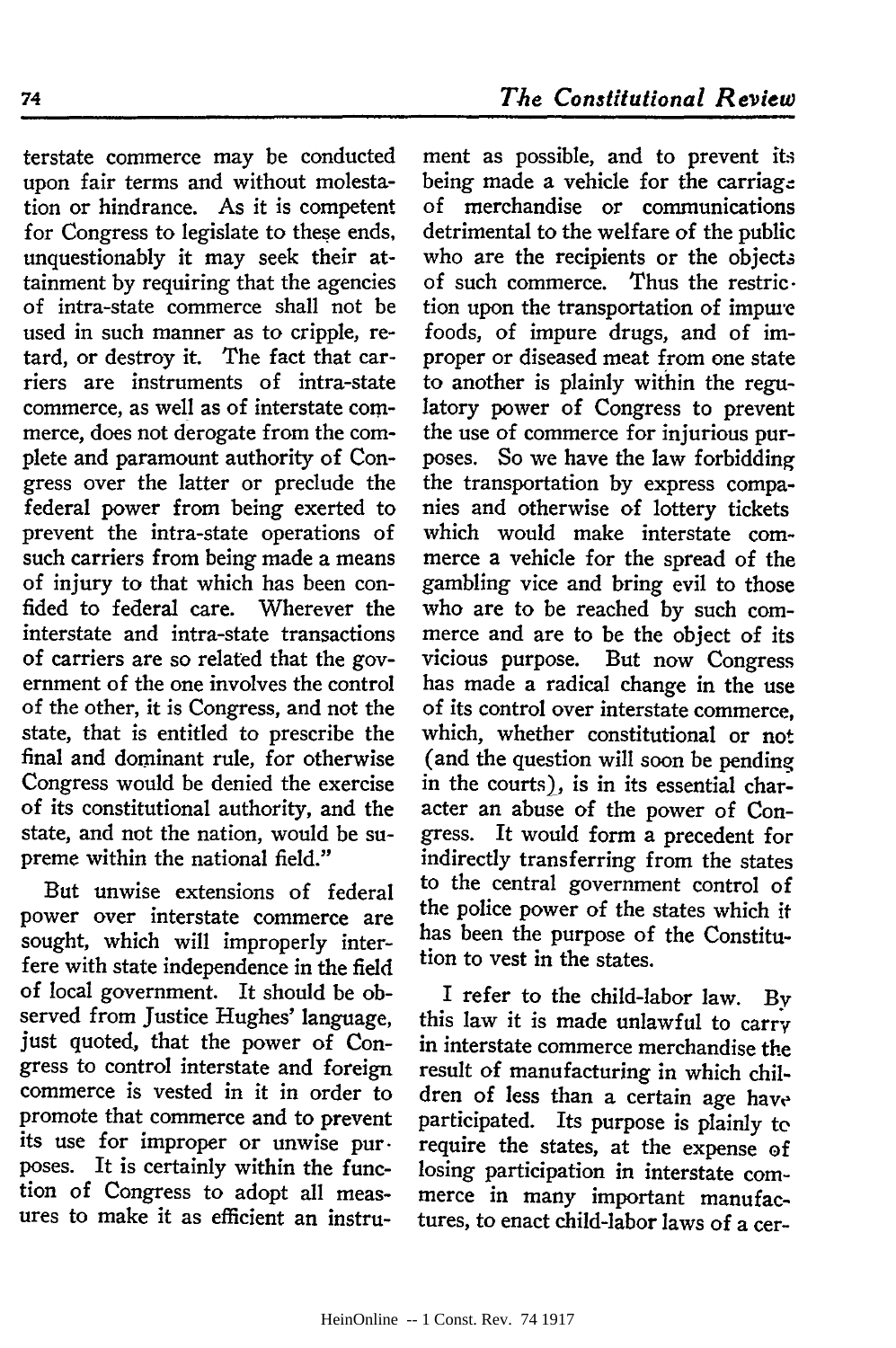terstate commerce may be conducted upon fair terms and without molestation or hindrance. As it is competent for Congress to legislate to these ends, unquestionably it may seek their attainment by requiring that the agencies of intra-state commerce shall not be used in such manner as to cripple, retard, or destroy it. The fact that carriers are instruments of intra-state commerce, as well as of interstate commerce, does not derogate from the complete and paramount authority of Congress over the latter or preclude the federal power from being exerted to prevent the intra-state operations of such carriers from being made a means of injury to that which has been confided to federal care. Wherever the interstate and intra-state transactions of carriers are so related that the government of the one involves the control of the other, it is Congress, and not the state, that is entitled to prescribe the final and dominant rule, for otherwise Congress would be denied the exercise of its constitutional authority, and the state, and not the nation, would be supreme within the national field."

But unwise extensions of federal power over interstate commerce are sought, which will improperly interfere with state independence in the field of local government. It should be observed from Justice Hughes' language, just quoted, that the power of Congress to control interstate and foreign commerce is vested in it in order to promote that commerce and to prevent its use for improper or unwise purposes. It is certainly within the function of Congress to adopt all measures to make it as efficient an instrument as possible, and to prevent its being made a vehicle for the carriage of merchandise or communications detrimental to the welfare of the public who are the recipients or the objects of such commerce. Thus the restriction upon the transportation of impure foods, of impure drugs, and of improper or diseased meat from one state to another is plainly within the regulatory power of Congress to prevent the use of commerce for injurious purposes. So we have the law forbidding the transportation by express companies and otherwise of lottery tickets which would make interstate commerce a vehicle for the spread of the gambling vice and bring evil to those who are to be reached by such commerce and are to be the object of its vicious purpose. But now Congress has made a radical change in the use of its control over interstate commerce, which, whether constitutional or not (and the question will soon be pending in the courts), is in its essential character an abuse of the power of Congress. It would form a precedent for indirectly transferring from the states to the central government control of the police power of the states which it has been the purpose of the Constitution to vest in the states.

I refer to the child-labor law. By this law it is made unlawful to carry in interstate commerce merchandise the result of manufacturing in which children of less than a certain age have participated. Its purpose is plainly to require the states, at the expense of losing participation in interstate commerce in many important manufactures, to enact child-labor laws of a cer-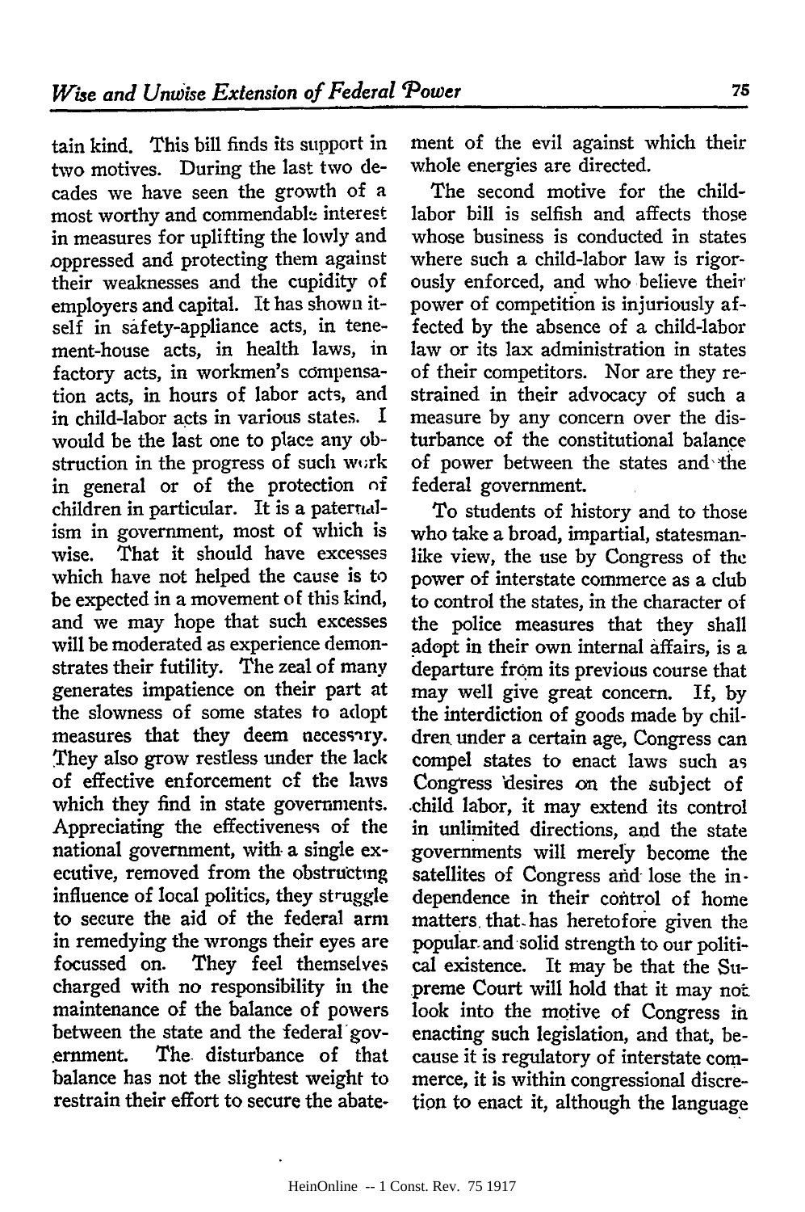tain kind. This bill finds its support in two motives. During the last two decades we have seen the growth of a most worthy and commendable interest in measures for uplifting the lowly and oppressed and protecting them against their weaknesses and the cupidity of employers and capital. It has shown itself in safety-appliance acts, in tenement-house acts, in health laws, in factory acts, in workmen's compensation acts, in hours of labor acts, and in child-labor acts in various states. I would be the last one to place any obstruction in the progress of such work in general or of the protection of children in particular. It is a paternalism in government, most of which is wise. That it should have excesses which have not helped the cause is to be expected in a movement of this kind, and we may hope that such excesses will be moderated as experience demonstrates their futility. The zeal of many generates impatience on their part at the slowness of some states to adopt measures that they deem necessary. They also grow restless under the lack of effective enforcement of the laws which they find in state governments. Appreciating the effectiveness of the national government, with a single executive, removed from the obstructing influence of local politics, they struggle to secure the aid of the federal arm in remedying the wrongs their eyes are focussed on. They feel themselves charged with no responsibility in the maintenance of the balance of powers between the state and the federal government. The disturbance of that balance has not the slightest weight to restrain their effort to secure the abatement of the evil against which their whole energies are directed.

The second motive for the child-labor bill is selfish and affects those whose business is conducted in states where such a child-labor law is rigorously enforced, and who believe their power of competition is injuriously affected by the absence of a child-labor law or its lax administration in states of their competitors. Nor are they restrained in their advocacy of such a measure by any concern over the disturbance of the constitutional balance of power between the states and the federal government.

To students of history and to those who take a broad, impartial, statesmanlike view, the use by Congress of the power of interstate commerce as a club to control the states, in the character of the police measures that they shall adopt in their own internal affairs, is a departure from its previous course that may well give great concern. If, by the interdiction of goods made by children under a certain age, Congress can compel states to enact laws such as Congress desires on the subject of child labor, it may extend its control in unlimited directions, and the state governments will merely become the satellites of Congress and lose the independence in their control of home matters that has heretofore given the popular and solid strength to our political existence. It may be that the Supreme Court will hold that it may not look into the motive of Congress in enacting such legislation, and that, because it is regulatory of interstate commerce, it is within congressional discretion to enact it, although the language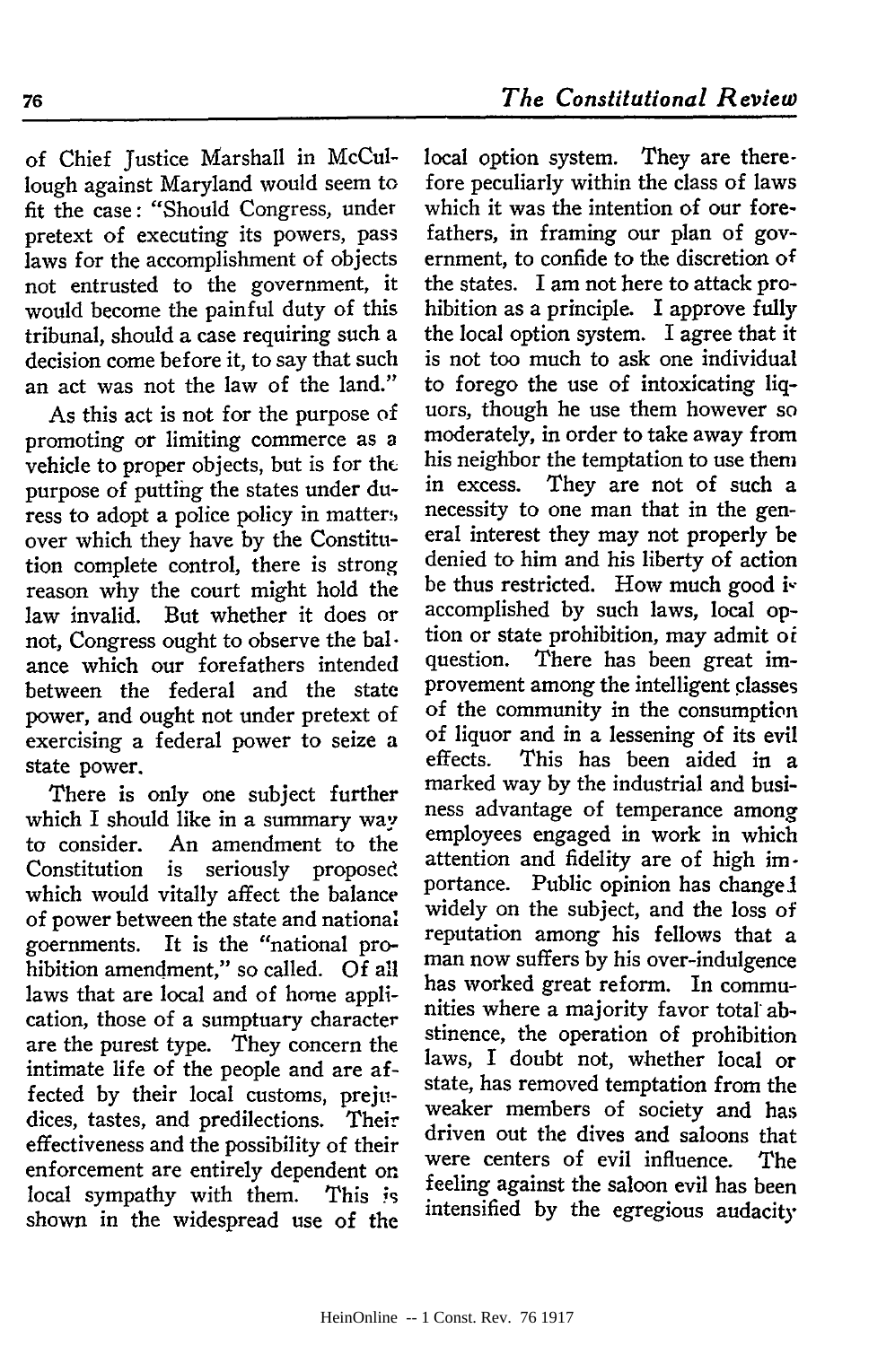of Chief Justice Marshall in McCullough against Maryland would seem to fit the case: "Should Congress, under pretext of executing its powers, pass laws for the accomplishment of objects not entrusted to the government, it would become the painful duty of this tribunal, should a case requiring such a decision come before it, to say that such an act was not the law of the land."

As this act is not for the purpose of promoting or limiting commerce as a vehicle to proper objects, but is for the purpose of putting the states under duress to adopt a police policy in matters over which they have by the Constitution complete control, there is strong reason why the court might hold the law invalid. But whether it does or not, Congress ought to observe the balance which our forefathers intended between the federal and the state power, and ought not under pretext of exercising a federal power to seize a state power.

There is only one subject further which I should like in a summary way to consider. An amendment to the Constitution is seriously proposed which would vitally affect the balance of power between the state and national goernments. It is the "national prohibition amendment," so called. Of all laws that are local and of home application, those of a sumptuary character are the purest type. They concern the intimate life of the people and are affected by their local customs, prejudices, tastes, and predilections. Their effectiveness and the possibility of their enforcement are entirely dependent on local sympathy with them. This is shown in the widespread use of the local option system. They are therefore peculiarly within the class of laws which it was the intention of our forefathers, in framing our plan of government, to confide to the discretion of the states. I am not here to attack prohibition as a principle. I approve fully the local option system. I agree that it is not too much to ask one individual to forego the use of intoxicating liquors, though he use them however so moderately, in order to take away from his neighbor the temptation to use them in excess. They are not of such a necessity to one man that in the general interest they may not properly be denied to him and his liberty of action be thus restricted. How much good is accomplished by such laws, local option or state prohibition, may admit of question. There has been great improvement among the intelligent classes of the community in the consumption of liquor and in a lessening of its evil effects. This has been aided in a marked way by the industrial and business advantage of temperance among employees engaged in work in which attention and fidelity are of high importance. Public opinion has changed widely on the subject, and the loss of reputation among his fellows that a man now suffers by his over-indulgence has worked great reform. In communities where a majority favor total abstinence, the operation of prohibition laws, I doubt not, whether local or state, has removed temptation from the weaker members of society and has driven out the dives and saloons that were centers of evil influence. The feeling against the saloon evil has been intensified by the egregious audacity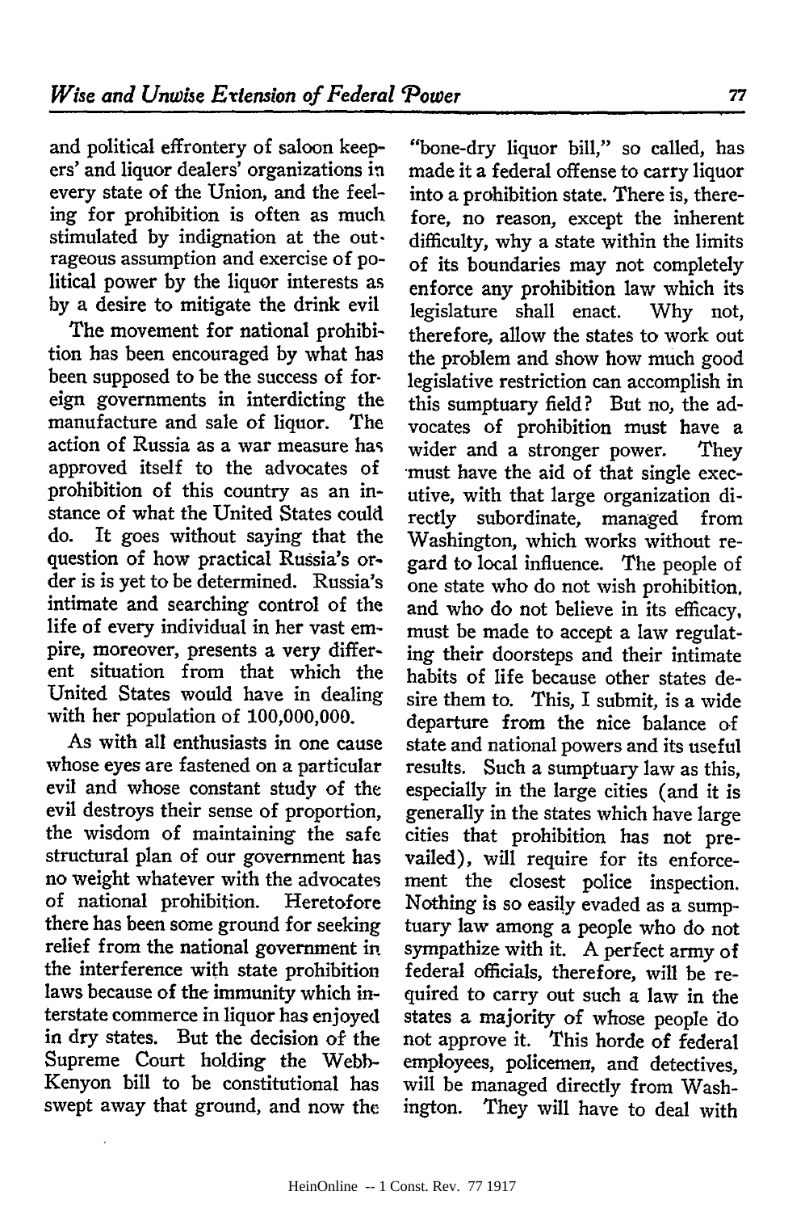and political effrontery of saloon keepers' and liquor dealers' organizations in every state of the Union, and the feeling for prohibition is often as much stimulated by indignation at the outrageous assumption and exercise of political power by the liquor interests as by a desire to mitigate the drink evil

The movement for national prohibition has been encouraged by what has been supposed to be the success of foreign governments in interdicting the manufacture and sale of liquor. The action of Russia as a war measure has approved itself to the advocates of prohibition of this country as an instance of what the United States could do. It goes without saying that the question of how practical Russia's order is is yet to be determined. Russia's intimate and searching control of the life of every individual in her vast empire, moreover, presents a very different situation from that which the United States would have in dealing with her population of 100,000,000.

As with all enthusiasts in one cause whose eyes are fastened on a particular evil and whose constant study of the evil destroys their sense of proportion, the wisdom of maintaining the safe structural plan of our government has no weight whatever with the advocates of national prohibition. Heretofore there has been some ground for seeking relief from the national government in the interference with state prohibition laws because of the immunity which interstate commerce in liquor has enjoyed in dry states. But the decision of the Supreme Court holding the Webb-Kenyon bill to be constitutional has swept away that ground, and now the "bone-dry liquor bill," so called, has made it a federal offense to carry liquor into a prohibition state. There is, therefore, no reason, except the inherent difficulty, why a state within the limits of its boundaries may not completely enforce any prohibition law which its legislature shall enact. Why not, therefore, allow the states to work out the problem and show how much good legislative restriction can accomplish in this sumptuary field? But no, the advocates of prohibition must have a wider and a stronger power. They must have the aid of that single executive, with that large organization directly subordinate, managed from Washington, which works without regard to local influence. The people of one state who do not wish prohibition, and who do not believe in its efficacy, must be made to accept a law regulating their doorsteps and their intimate habits of life because other states desire them to. This, I submit, is a wide departure from the nice balance of state and national powers and its useful results. Such a sumptuary law as this, especially in the large cities (and it is generally in the states which have large cities that prohibition has not prevailed), will require for its enforcement the closest police inspection. Nothing is so easily evaded as a sumptuary law among a people who do not sympathize with it. A perfect army of federal officials, therefore, will be required to carry out such a law in the states a majority of whose people do not approve it. This horde of federal employees, policemen, and detectives, will be managed directly from Washington. They will have to deal with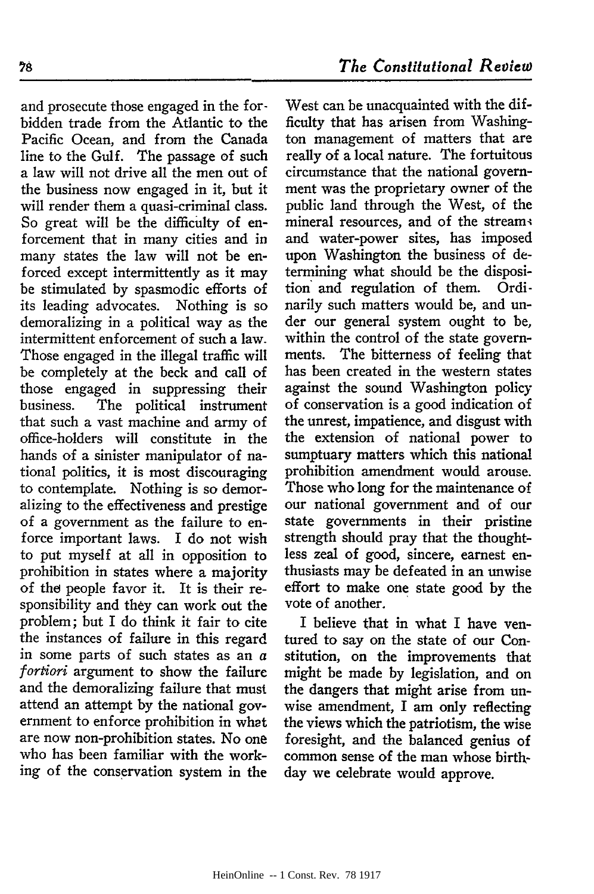and prosecute those engaged in the forbidden trade from the Atlantic to the Pacific Ocean, and from the Canada line to the Gulf. The passage of such a law will not drive all the men out of the business now engaged in it, but it will render them a quasi-criminal class. So great will be the difficulty of enforcement that in many cities and in many states the law will not be enforced except intermittently as it may be stimulated by spasmodic efforts of its leading advocates. Nothing is so demoralizing in a political way as the intermittent enforcement of such a law. Those engaged in the illegal traffic will be completely at the beck and call of those engaged in suppressing their business. The political instrument that such a vast machine and army of office-holders will constitute in the hands of a sinister manipulator of national politics, it is most discouraging to contemplate. Nothing is so demoralizing to the effectiveness and prestige of a government as the failure to enforce important laws. I do not wish to put myself at all in opposition to prohibition in states where a majority of the people favor it. It is their responsibility and they can work out the problem; but I do think it fair to cite the instances of failure in this regard in some parts of such states as an *a fortiori* argument to show the failure and the demoralizing failure that must attend an attempt by the national government to enforce prohibition in what are now non-prohibition states. No one who has been familiar with the working of the conservation system in the West can be unacquainted with the difficulty that has arisen from Washington management of matters that are really of a local nature. The fortuitous circumstance that the national government was the proprietary owner of the public land through the West, of the mineral resources, and of the streams and water-power sites, has imposed upon Washington the business of determining what should be the disposition and regulation of them. Ordinarily such matters would be, and under our general system ought to be, within the control of the state governments. The bitterness of feeling that has been created in the western states against the sound Washington policy of conservation is a good indication of the unrest, impatience, and disgust with the extension of national power to sumptuary matters which this national prohibition amendment would arouse. Those who long for the maintenance of our national government and of our state governments in their pristine strength should pray that the thoughtless zeal of good, sincere, earnest enthusiasts may be defeated in an unwise effort to make one state good by the vote of another.

I believe that in what I have ventured to say on the state of our Constitution, on the improvements that might be made by legislation, and on the dangers that might arise from unwise amendment, I am only reflecting the views which the patriotism, the wise foresight, and the balanced genius of common sense of the man whose birthday we celebrate would approve.